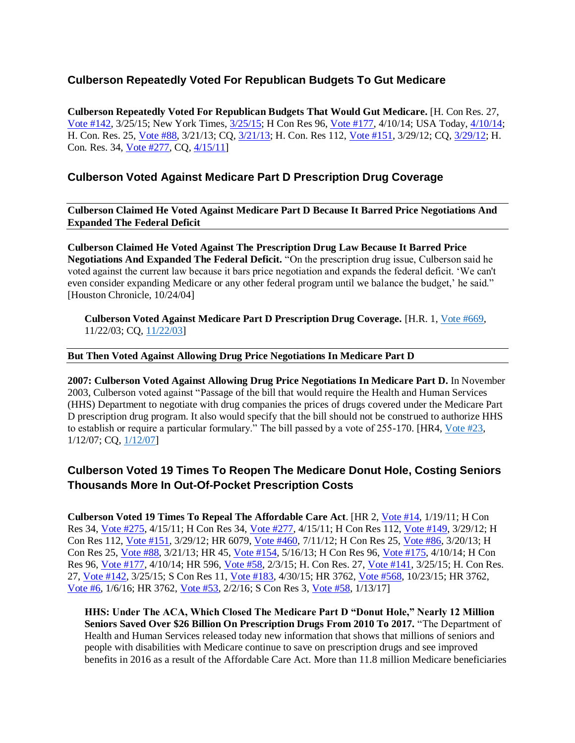## Culberson Repeatedly Voted For Republican Budgets To Gut Medicare

**Culberson Repeatedly Voted For Republican Budgets That Would Gut Medicare.** [H. Con Res. 27, Vote #142, 3/25/15; New York Times, 3/25/15; H Con Res 96, Vote #177, 4/10/14; USA Today, 4/10/14; H. Con. Res. 25, Vote #88, 3/21/13; CQ, 3/21/13; H. Con. Res 112, Vote #151, 3/29/12; CQ, 3/29/12; H. Con. Res. 34, Vote #277, CQ, 4/15/11]

## Culberson Voted Against Medicare Part D Prescription Drug Coverage

**Culberson Claimed He Voted Against Medicare Part D Because It Barred Price Negotiations And Expanded The Federal Deficit**

**Culberson Claimed He Voted Against The Prescription Drug Law Because It Barred Price Negotiations And Expanded The Federal Deficit.** "On the prescription drug issue, Culberson said he voted against the current law because it bars price negotiation and expands the federal deficit. 'We can't even consider expanding Medicare or any other federal program until we balance the budget,' he said." [Houston Chronicle, 10/24/04]

> **Culberson Voted Against Medicare Part D Prescription Drug Coverage.** [H.R. 1, Vote #669, 11/22/03; CQ, 11/22/03]

**But Then Voted Against Allowing Drug Price Negotiations In Medicare Part D**

**2007: Culberson Voted Against Allowing Drug Price Negotiations In Medicare Part D.** In November 2003, Culberson voted against "Passage of the bill that would require the Health and Human Services (HHS) Department to negotiate with drug companies the prices of drugs covered under the Medicare Part D prescription drug program. It also would specify that the bill should not be construed to authorize HHS to establish or require a particular formulary." The bill passed by a vote of 255-170. [HR4, Vote #23, 1/12/07; CQ, 1/12/07]

## Culberson Voted 19 Times To Reopen The Medicare Donut Hole, Costing Seniors Thousands More In Out-Of-Pocket Prescription Costs

**Culberson Voted 19 Times To Repeal The Affordable Care Act**. [HR 2, Vote #14, 1/19/11; H Con Res 34, Vote #275, 4/15/11; H Con Res 34, Vote #277, 4/15/11; H Con Res 112, Vote #149, 3/29/12; H Con Res 112, Vote #151, 3/29/12; HR 6079, Vote #460, 7/11/12; H Con Res 25, Vote #86, 3/20/13; H Con Res 25, Vote #88, 3/21/13; HR 45, Vote #154, 5/16/13; H Con Res 96, Vote #175, 4/10/14; H Con Res 96, Vote #177, 4/10/14; HR 596, Vote #58, 2/3/15; H. Con. Res. 27, Vote #141, 3/25/15; H. Con. Res. 27, Vote #142, 3/25/15; S Con Res 11, Vote #183, 4/30/15; HR 3762, Vote #568, 10/23/15; HR 3762, Vote #6, 1/6/16; HR 3762, Vote #53, 2/2/16; S Con Res 3, Vote #58, 1/13/17]

> **HHS: Under The ACA, Which Closed The Medicare Part D "Donut Hole," Nearly 12 Million Seniors Saved Over $26 Billion On Prescription Drugs From 2010 To 2017.** "The Department of Health and Human Services released today new information that shows that millions of seniors and people with disabilities with Medicare continue to save on prescription drugs and see improved benefits in 2016 as a result of the Affordable Care Act. More than 11.8 million Medicare beneficiaries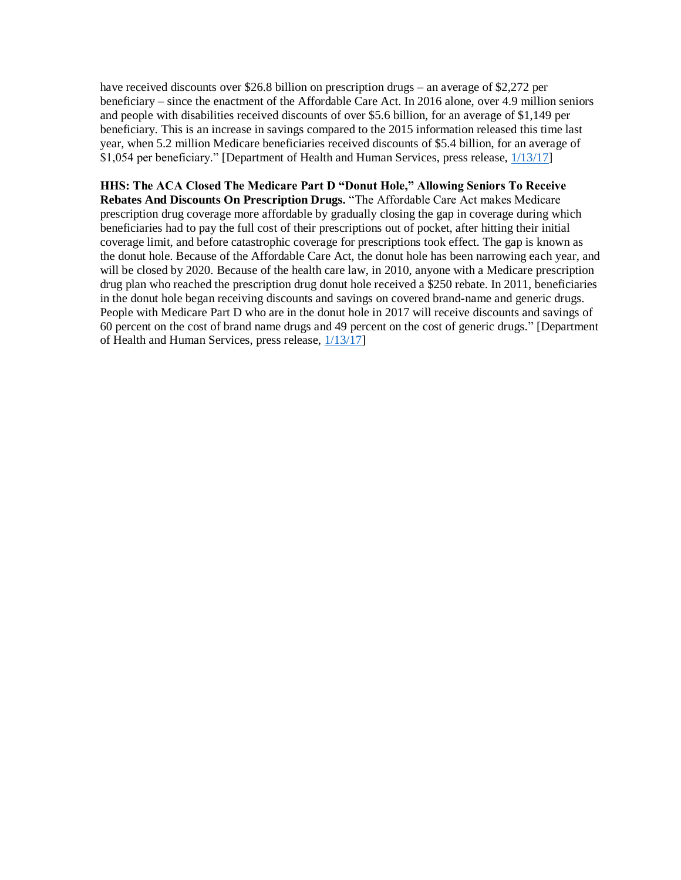have received discounts over $26.8 billion on prescription drugs – an average of $2,272 per beneficiary – since the enactment of the Affordable Care Act. In 2016 alone, over 4.9 million seniors and people with disabilities received discounts of over $5.6 billion, for an average of $1,149 per beneficiary. This is an increase in savings compared to the 2015 information released this time last year, when 5.2 million Medicare beneficiaries received discounts of $5.4 billion, for an average of $1,054 per beneficiary." [Department of Health and Human Services, press release, 1/13/17]

**HHS: The ACA Closed The Medicare Part D "Donut Hole," Allowing Seniors To Receive Rebates And Discounts On Prescription Drugs.** "The Affordable Care Act makes Medicare prescription drug coverage more affordable by gradually closing the gap in coverage during which beneficiaries had to pay the full cost of their prescriptions out of pocket, after hitting their initial coverage limit, and before catastrophic coverage for prescriptions took effect. The gap is known as the donut hole. Because of the Affordable Care Act, the donut hole has been narrowing each year, and will be closed by 2020. Because of the health care law, in 2010, anyone with a Medicare prescription drug plan who reached the prescription drug donut hole received a $250 rebate. In 2011, beneficiaries in the donut hole began receiving discounts and savings on covered brand-name and generic drugs. People with Medicare Part D who are in the donut hole in 2017 will receive discounts and savings of 60 percent on the cost of brand name drugs and 49 percent on the cost of generic drugs." [Department of Health and Human Services, press release, 1/13/17]